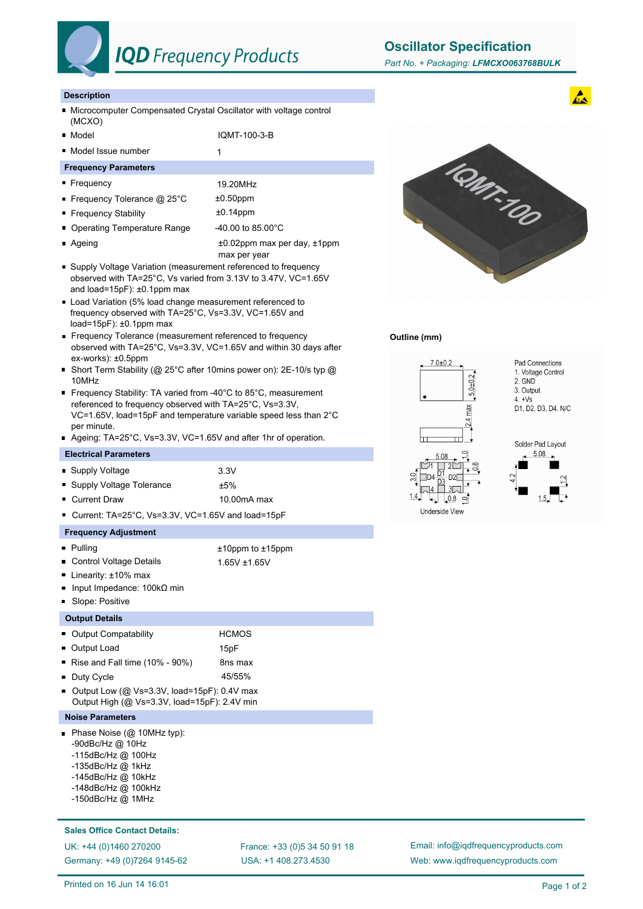# IQD Frequency Products

## Oscillator Specification

*Part No. + Packaging: **LFMCXO063768BULK***

### Description

- Microcomputer Compensated Crystal Oscillator with voltage control (MCXO)
- Model — IQMT-100-3-B
- Model Issue number — 1

### Frequency Parameters

- Frequency — 19.20MHz
- Frequency Tolerance @ 25°C — ±0.50ppm
- Frequency Stability — ±0.14ppm
- Operating Temperature Range — -40.00 to 85.00°C
- Ageing — ±0.02ppm max per day, ±1ppm max per year
- Supply Voltage Variation (measurement referenced to frequency observed with TA=25°C, Vs varied from 3.13V to 3.47V, VC=1.65V and load=15pF): ±0.1ppm max
- Load Variation (5% load change measurement referenced to frequency observed with TA=25°C, Vs=3.3V, VC=1.65V and load=15pF): ±0.1ppm max
- Frequency Tolerance (measurement referenced to frequency observed with TA=25°C, Vs=3.3V, VC=1.65V and within 30 days after ex-works): ±0.5ppm
- Short Term Stability (@ 25°C after 10mins power on): 2E-10/s typ @ 10MHz
- Frequency Stability: TA varied from -40°C to 85°C, measurement referenced to frequency observed with TA=25°C, Vs=3.3V, VC=1.65V, load=15pF and temperature variable speed less than 2°C per minute.
- Ageing: TA=25°C, Vs=3.3V, VC=1.65V and after 1hr of operation.

### Electrical Parameters

- Supply Voltage — 3.3V
- Supply Voltage Tolerance — ±5%
- Current Draw — 10.00mA max
- Current: TA=25°C, Vs=3.3V, VC=1.65V and load=15pF

### Frequency Adjustment

- Pulling — ±10ppm to ±15ppm
- Control Voltage Details — 1.65V ±1.65V
- Linearity: ±10% max
- Input Impedance: 100kΩ min
- Slope: Positive

### Output Details

- Output Compatability — HCMOS
- Output Load — 15pF
- Rise and Fall time (10% - 90%) — 8ns max
- Duty Cycle — 45/55%
- Output Low (@ Vs=3.3V, load=15pF): 0.4V max
  Output High (@ Vs=3.3V, load=15pF): 2.4V min

### Noise Parameters

- Phase Noise (@ 10MHz typ):
  -90dBc/Hz @ 10Hz
  -115dBc/Hz @ 100Hz
  -135dBc/Hz @ 1kHz
  -145dBc/Hz @ 10kHz
  -148dBc/Hz @ 100kHz
  -150dBc/Hz @ 1MHz

### Outline (mm)

7.0±0.2
5.0±0.2
2.4 max

Pad Connections
1. Voltage Control
2. GND
3. Output
4. +Vs
D1, D2, D3, D4. N/C

5.08
1.0
0.8
3.0
1.4
0.8
1.0
D1 D2 D3 D4
Underside View

Solder Pad Layout
5.08
4.2
1.2
1.5

### Sales Office Contact Details:

UK: +44 (0)1460 270200
Germany: +49 (0)7264 9145-62
France: +33 (0)5 34 50 91 18
USA: +1 408.273.4530
Email: info@iqdfrequencyproducts.com
Web: www.iqdfrequencyproducts.com

Printed on 16 Jun 14 16:01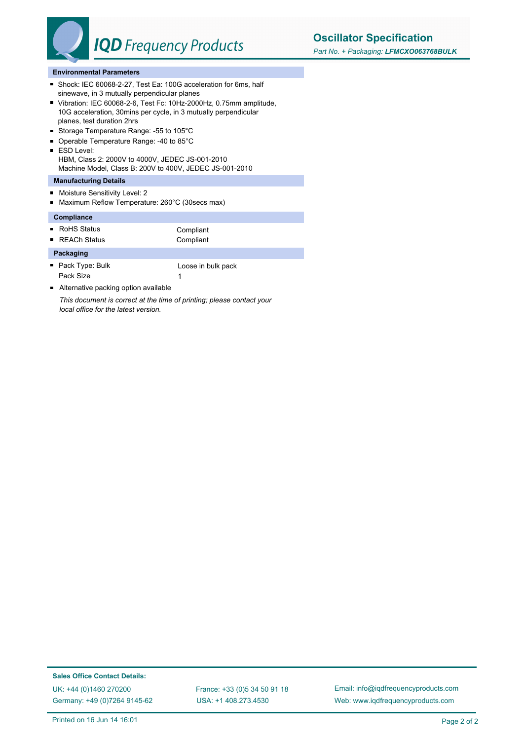## Environmental Parameters

- Shock: IEC 60068-2-27, Test Ea: 100G acceleration for 6ms, half sinewave, in 3 mutually perpendicular planes
- Vibration: IEC 60068-2-6, Test Fc: 10Hz-2000Hz, 0.75mm amplitude, 10G acceleration, 30mins per cycle, in 3 mutually perpendicular planes, test duration 2hrs
- Storage Temperature Range: -55 to 105°C
- Operable Temperature Range: -40 to 85°C
- ESD Level:
  HBM, Class 2: 2000V to 4000V, JEDEC JS-001-2010
  Machine Model, Class B: 200V to 400V, JEDEC JS-001-2010

## Manufacturing Details

- Moisture Sensitivity Level: 2
- Maximum Reflow Temperature: 260°C (30secs max)

## Compliance

| | |
|---|---|
| RoHS Status | Compliant |
| REACh Status | Compliant |

## Packaging

| | |
|---|---|
| Pack Type: Bulk | Loose in bulk pack |
| Pack Size | 1 |

- Alternative packing option available

*This document is correct at the time of printing; please contact your local office for the latest version.*

**Sales Office Contact Details:**

UK: +44 (0)1460 270200
Germany: +49 (0)7264 9145-62
France: +33 (0)5 34 50 91 18
USA: +1 408.273.4530
Email: info@iqdfrequencyproducts.com
Web: www.iqdfrequencyproducts.com

Printed on 16 Jun 14 16:01